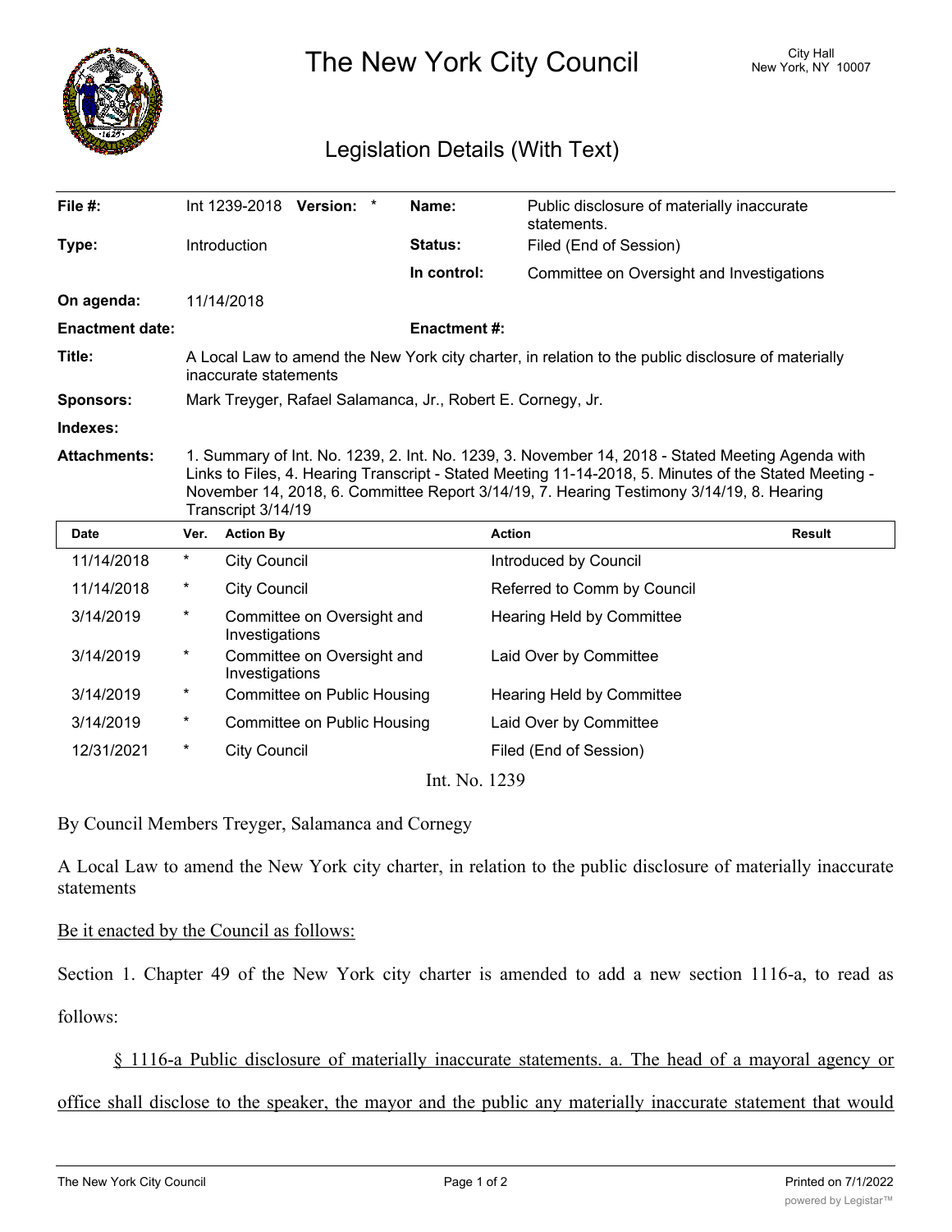# The New York City Council

City Hall
New York, NY 10007

## Legislation Details (With Text)

| | | | |
|---|---|---|---|
| **File #:** | Int 1239-2018 **Version:** * | **Name:** | Public disclosure of materially inaccurate statements. |
| **Type:** | Introduction | **Status:** | Filed (End of Session) |
| | | **In control:** | Committee on Oversight and Investigations |
| **On agenda:** | 11/14/2018 | | |
| **Enactment date:** | | **Enactment #:** | |

**Title:** A Local Law to amend the New York city charter, in relation to the public disclosure of materially inaccurate statements

**Sponsors:** Mark Treyger, Rafael Salamanca, Jr., Robert E. Cornegy, Jr.

**Indexes:**

**Attachments:** 1. Summary of Int. No. 1239, 2. Int. No. 1239, 3. November 14, 2018 - Stated Meeting Agenda with Links to Files, 4. Hearing Transcript - Stated Meeting 11-14-2018, 5. Minutes of the Stated Meeting - November 14, 2018, 6. Committee Report 3/14/19, 7. Hearing Testimony 3/14/19, 8. Hearing Transcript 3/14/19

| Date | Ver. | Action By | Action | Result |
|---|---|---|---|---|
| 11/14/2018 | * | City Council | Introduced by Council | |
| 11/14/2018 | * | City Council | Referred to Comm by Council | |
| 3/14/2019 | * | Committee on Oversight and Investigations | Hearing Held by Committee | |
| 3/14/2019 | * | Committee on Oversight and Investigations | Laid Over by Committee | |
| 3/14/2019 | * | Committee on Public Housing | Hearing Held by Committee | |
| 3/14/2019 | * | Committee on Public Housing | Laid Over by Committee | |
| 12/31/2021 | * | City Council | Filed (End of Session) | |

Int. No. 1239

By Council Members Treyger, Salamanca and Cornegy

A Local Law to amend the New York city charter, in relation to the public disclosure of materially inaccurate statements

Be it enacted by the Council as follows:

Section 1. Chapter 49 of the New York city charter is amended to add a new section 1116-a, to read as follows:

§ 1116-a Public disclosure of materially inaccurate statements. a. The head of a mayoral agency or office shall disclose to the speaker, the mayor and the public any materially inaccurate statement that would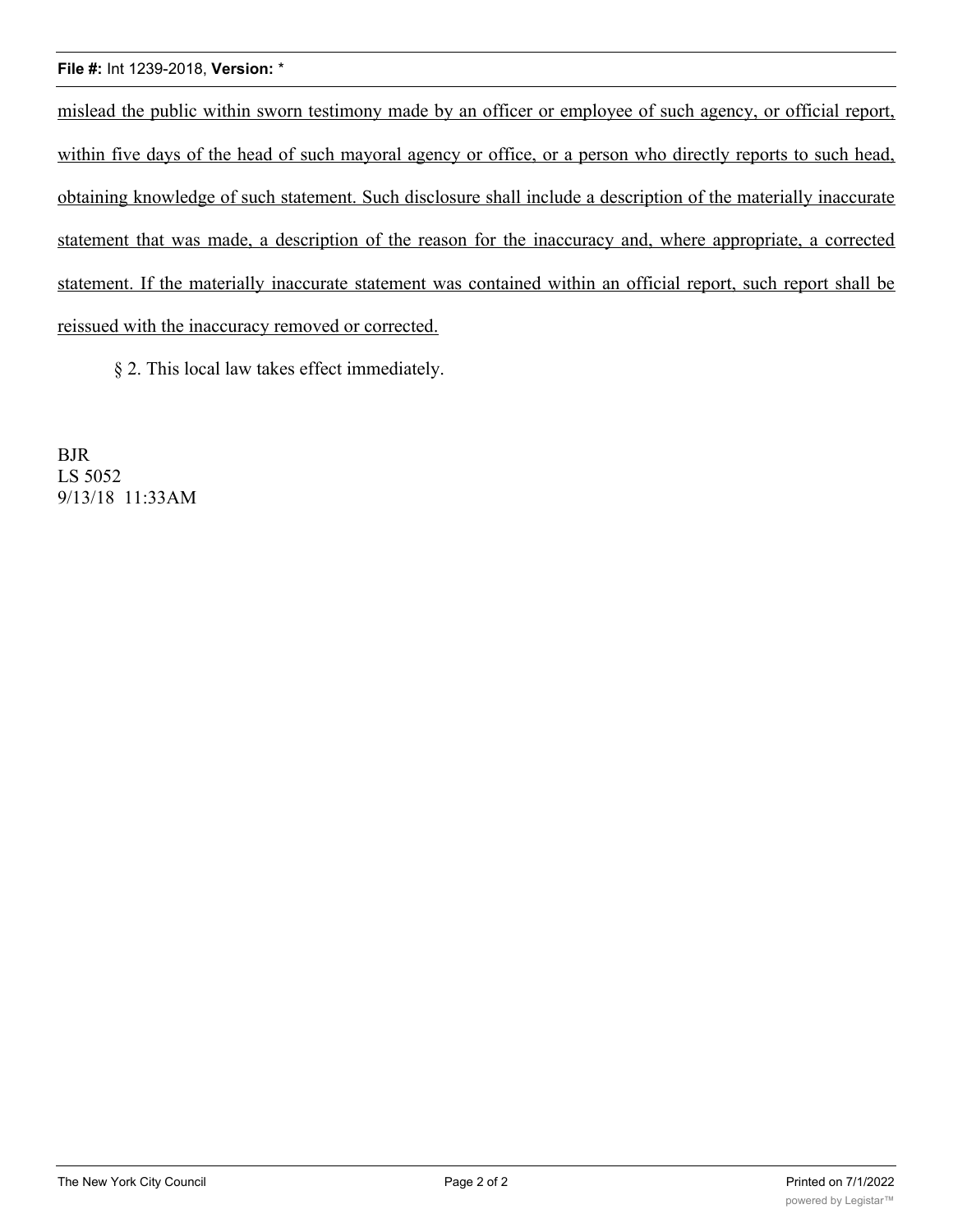mislead the public within sworn testimony made by an officer or employee of such agency, or official report, within five days of the head of such mayoral agency or office, or a person who directly reports to such head, obtaining knowledge of such statement. Such disclosure shall include a description of the materially inaccurate statement that was made, a description of the reason for the inaccuracy and, where appropriate, a corrected statement. If the materially inaccurate statement was contained within an official report, such report shall be reissued with the inaccuracy removed or corrected.

§ 2. This local law takes effect immediately.

BJR
LS 5052
9/13/18 11:33AM